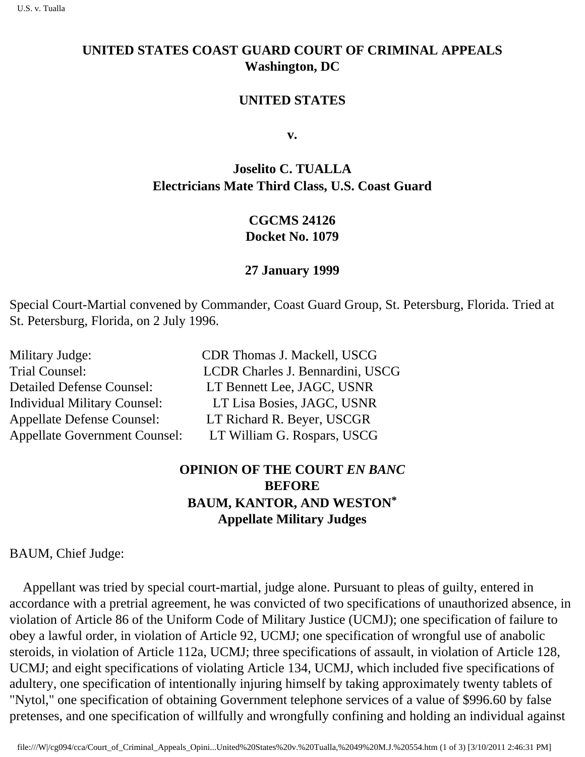**UNITED STATES COAST GUARD COURT OF CRIMINAL APPEALS**
**Washington, DC**

**UNITED STATES**

**v.**

**Joselito C. TUALLA**
**Electricians Mate Third Class, U.S. Coast Guard**

**CGCMS 24126**
**Docket No. 1079**

**27 January 1999**

Special Court-Martial convened by Commander, Coast Guard Group, St. Petersburg, Florida. Tried at St. Petersburg, Florida, on 2 July 1996.

| | |
|---|---|
| Military Judge: | CDR Thomas J. Mackell, USCG |
| Trial Counsel: | LCDR Charles J. Bennardini, USCG |
| Detailed Defense Counsel: | LT Bennett Lee, JAGC, USNR |
| Individual Military Counsel: | LT Lisa Bosies, JAGC, USNR |
| Appellate Defense Counsel: | LT Richard R. Beyer, USCGR |
| Appellate Government Counsel: | LT William G. Rospars, USCG |

**OPINION OF THE COURT *EN BANC***
**BEFORE**
**BAUM, KANTOR, AND WESTON***
**Appellate Military Judges**

BAUM, Chief Judge:

Appellant was tried by special court-martial, judge alone. Pursuant to pleas of guilty, entered in accordance with a pretrial agreement, he was convicted of two specifications of unauthorized absence, in violation of Article 86 of the Uniform Code of Military Justice (UCMJ); one specification of failure to obey a lawful order, in violation of Article 92, UCMJ; one specification of wrongful use of anabolic steroids, in violation of Article 112a, UCMJ; three specifications of assault, in violation of Article 128, UCMJ; and eight specifications of violating Article 134, UCMJ, which included five specifications of adultery, one specification of intentionally injuring himself by taking approximately twenty tablets of "Nytol," one specification of obtaining Government telephone services of a value of $996.60 by false pretenses, and one specification of willfully and wrongfully confining and holding an individual against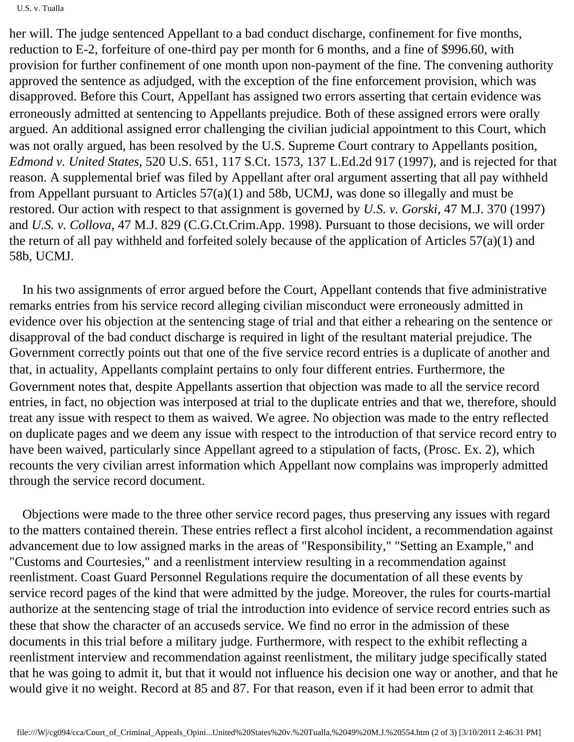her will. The judge sentenced Appellant to a bad conduct discharge, confinement for five months, reduction to E-2, forfeiture of one-third pay per month for 6 months, and a fine of $996.60, with provision for further confinement of one month upon non-payment of the fine. The convening authority approved the sentence as adjudged, with the exception of the fine enforcement provision, which was disapproved. Before this Court, Appellant has assigned two errors asserting that certain evidence was erroneously admitted at sentencing to Appellants prejudice. Both of these assigned errors were orally argued. An additional assigned error challenging the civilian judicial appointment to this Court, which was not orally argued, has been resolved by the U.S. Supreme Court contrary to Appellants position, *Edmond v. United States*, 520 U.S. 651, 117 S.Ct. 1573, 137 L.Ed.2d 917 (1997), and is rejected for that reason. A supplemental brief was filed by Appellant after oral argument asserting that all pay withheld from Appellant pursuant to Articles 57(a)(1) and 58b, UCMJ, was done so illegally and must be restored. Our action with respect to that assignment is governed by *U.S. v. Gorski*, 47 M.J. 370 (1997) and *U.S. v. Collova*, 47 M.J. 829 (C.G.Ct.Crim.App. 1998). Pursuant to those decisions, we will order the return of all pay withheld and forfeited solely because of the application of Articles 57(a)(1) and 58b, UCMJ.

In his two assignments of error argued before the Court, Appellant contends that five administrative remarks entries from his service record alleging civilian misconduct were erroneously admitted in evidence over his objection at the sentencing stage of trial and that either a rehearing on the sentence or disapproval of the bad conduct discharge is required in light of the resultant material prejudice. The Government correctly points out that one of the five service record entries is a duplicate of another and that, in actuality, Appellants complaint pertains to only four different entries. Furthermore, the Government notes that, despite Appellants assertion that objection was made to all the service record entries, in fact, no objection was interposed at trial to the duplicate entries and that we, therefore, should treat any issue with respect to them as waived. We agree. No objection was made to the entry reflected on duplicate pages and we deem any issue with respect to the introduction of that service record entry to have been waived, particularly since Appellant agreed to a stipulation of facts, (Prosc. Ex. 2), which recounts the very civilian arrest information which Appellant now complains was improperly admitted through the service record document.

Objections were made to the three other service record pages, thus preserving any issues with regard to the matters contained therein. These entries reflect a first alcohol incident, a recommendation against advancement due to low assigned marks in the areas of "Responsibility," "Setting an Example," and "Customs and Courtesies," and a reenlistment interview resulting in a recommendation against reenlistment. Coast Guard Personnel Regulations require the documentation of all these events by service record pages of the kind that were admitted by the judge. Moreover, the rules for courts-martial authorize at the sentencing stage of trial the introduction into evidence of service record entries such as these that show the character of an accuseds service. We find no error in the admission of these documents in this trial before a military judge. Furthermore, with respect to the exhibit reflecting a reenlistment interview and recommendation against reenlistment, the military judge specifically stated that he was going to admit it, but that it would not influence his decision one way or another, and that he would give it no weight. Record at 85 and 87. For that reason, even if it had been error to admit that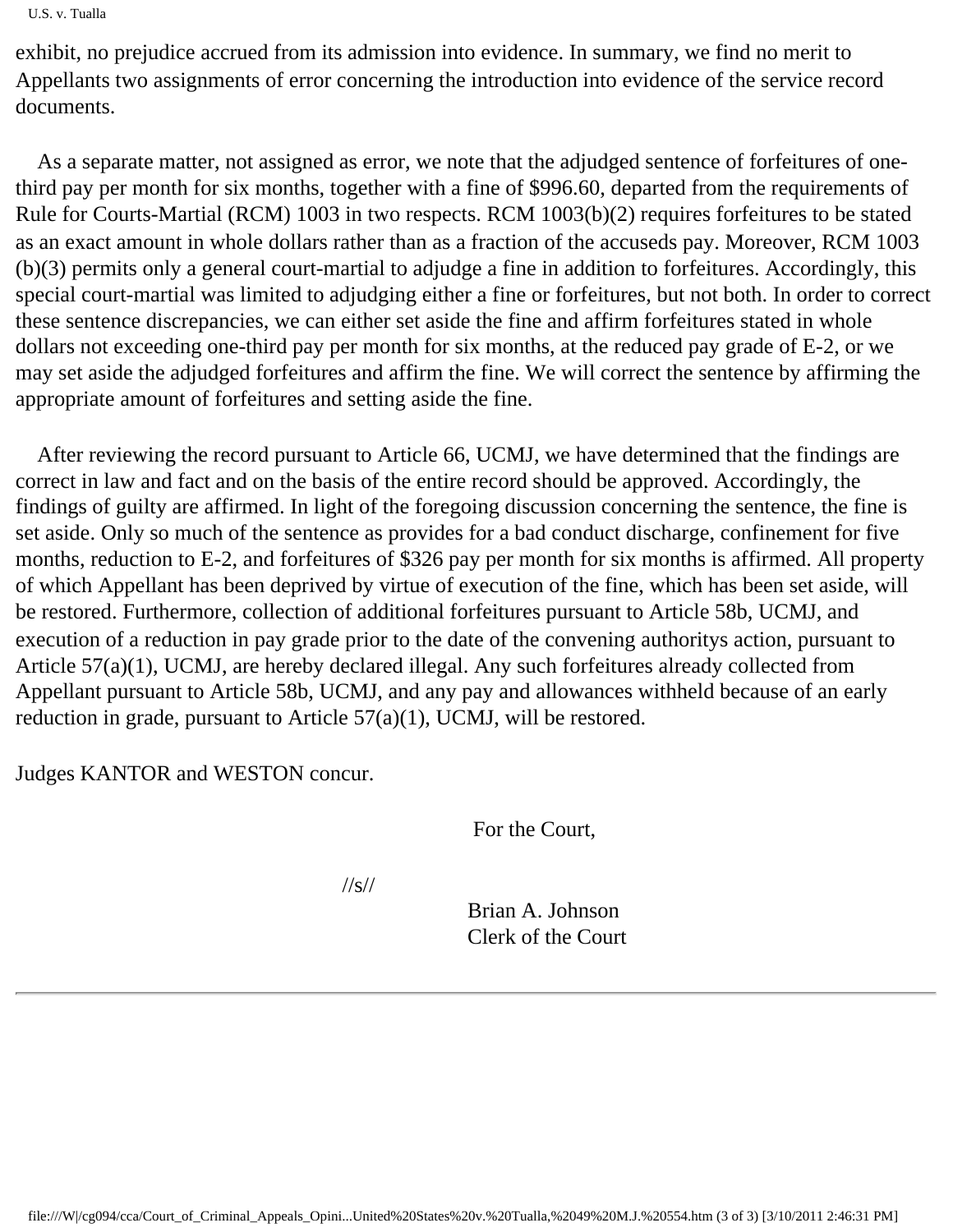exhibit, no prejudice accrued from its admission into evidence. In summary, we find no merit to Appellants two assignments of error concerning the introduction into evidence of the service record documents.

As a separate matter, not assigned as error, we note that the adjudged sentence of forfeitures of one-third pay per month for six months, together with a fine of $996.60, departed from the requirements of Rule for Courts-Martial (RCM) 1003 in two respects. RCM 1003(b)(2) requires forfeitures to be stated as an exact amount in whole dollars rather than as a fraction of the accuseds pay. Moreover, RCM 1003 (b)(3) permits only a general court-martial to adjudge a fine in addition to forfeitures. Accordingly, this special court-martial was limited to adjudging either a fine or forfeitures, but not both. In order to correct these sentence discrepancies, we can either set aside the fine and affirm forfeitures stated in whole dollars not exceeding one-third pay per month for six months, at the reduced pay grade of E-2, or we may set aside the adjudged forfeitures and affirm the fine. We will correct the sentence by affirming the appropriate amount of forfeitures and setting aside the fine.

After reviewing the record pursuant to Article 66, UCMJ, we have determined that the findings are correct in law and fact and on the basis of the entire record should be approved. Accordingly, the findings of guilty are affirmed. In light of the foregoing discussion concerning the sentence, the fine is set aside. Only so much of the sentence as provides for a bad conduct discharge, confinement for five months, reduction to E-2, and forfeitures of $326 pay per month for six months is affirmed. All property of which Appellant has been deprived by virtue of execution of the fine, which has been set aside, will be restored. Furthermore, collection of additional forfeitures pursuant to Article 58b, UCMJ, and execution of a reduction in pay grade prior to the date of the convening authoritys action, pursuant to Article 57(a)(1), UCMJ, are hereby declared illegal. Any such forfeitures already collected from Appellant pursuant to Article 58b, UCMJ, and any pay and allowances withheld because of an early reduction in grade, pursuant to Article 57(a)(1), UCMJ, will be restored.

Judges KANTOR and WESTON concur.

For the Court,

//s//

Brian A. Johnson
Clerk of the Court